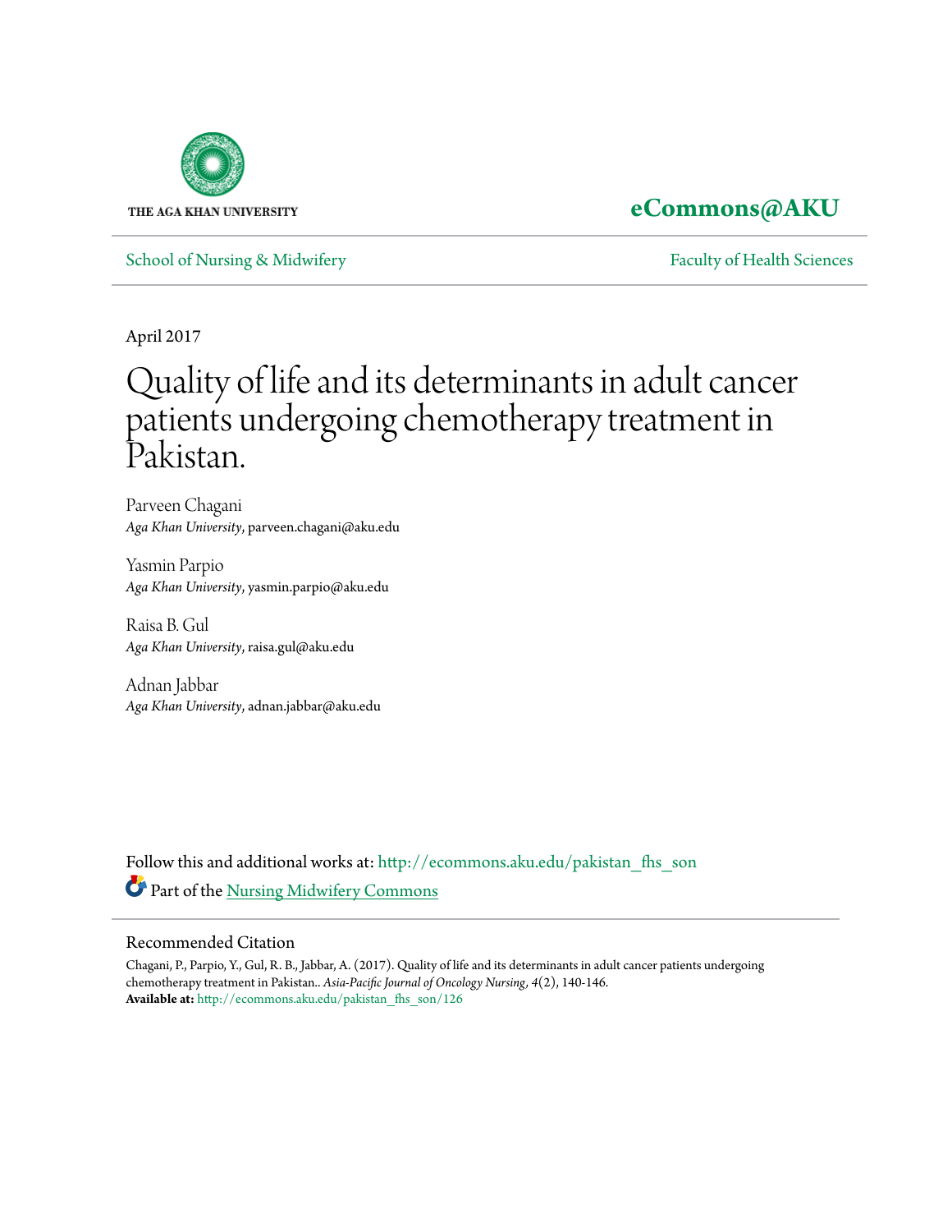THE AGA KHAN UNIVERSITY

**eCommons@AKU**

School of Nursing & Midwifery | Faculty of Health Sciences

April 2017

# Quality of life and its determinants in adult cancer patients undergoing chemotherapy treatment in Pakistan.

Parveen Chagani
*Aga Khan University*, parveen.chagani@aku.edu

Yasmin Parpio
*Aga Khan University*, yasmin.parpio@aku.edu

Raisa B. Gul
*Aga Khan University*, raisa.gul@aku.edu

Adnan Jabbar
*Aga Khan University*, adnan.jabbar@aku.edu

Follow this and additional works at: http://ecommons.aku.edu/pakistan_fhs_son

Part of the Nursing Midwifery Commons

## Recommended Citation

Chagani, P., Parpio, Y., Gul, R. B., Jabbar, A. (2017). Quality of life and its determinants in adult cancer patients undergoing chemotherapy treatment in Pakistan.. *Asia-Pacific Journal of Oncology Nursing*, *4*(2), 140-146.
**Available at:** http://ecommons.aku.edu/pakistan_fhs_son/126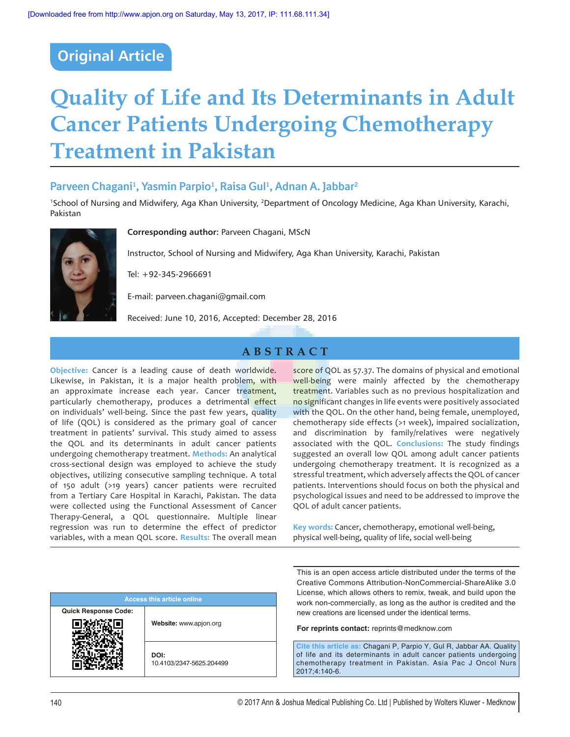Original Article

# Quality of Life and Its Determinants in Adult Cancer Patients Undergoing Chemotherapy Treatment in Pakistan

**Parveen Chagani[1], Yasmin Parpio[1], Raisa Gul[1], Adnan A. Jabbar[2]**

[1]School of Nursing and Midwifery, Aga Khan University, [2]Department of Oncology Medicine, Aga Khan University, Karachi, Pakistan

**Corresponding author:** Parveen Chagani, MScN

Instructor, School of Nursing and Midwifery, Aga Khan University, Karachi, Pakistan

Tel: +92-345-2966691

E-mail: parveen.chagani@gmail.com

Received: June 10, 2016, Accepted: December 28, 2016

## ABSTRACT

**Objective:** Cancer is a leading cause of death worldwide. Likewise, in Pakistan, it is a major health problem, with an approximate increase each year. Cancer treatment, particularly chemotherapy, produces a detrimental effect on individuals' well-being. Since the past few years, quality of life (QOL) is considered as the primary goal of cancer treatment in patients' survival. This study aimed to assess the QOL and its determinants in adult cancer patients undergoing chemotherapy treatment. **Methods:** An analytical cross-sectional design was employed to achieve the study objectives, utilizing consecutive sampling technique. A total of 150 adult (>19 years) cancer patients were recruited from a Tertiary Care Hospital in Karachi, Pakistan. The data were collected using the Functional Assessment of Cancer Therapy-General, a QOL questionnaire. Multiple linear regression was run to determine the effect of predictor variables, with a mean QOL score. **Results:** The overall mean score of QOL as 57.37. The domains of physical and emotional well-being were mainly affected by the chemotherapy treatment. Variables such as no previous hospitalization and no significant changes in life events were positively associated with the QOL. On the other hand, being female, unemployed, chemotherapy side effects (>1 week), impaired socialization, and discrimination by family/relatives were negatively associated with the QOL. **Conclusions:** The study findings suggested an overall low QOL among adult cancer patients undergoing chemotherapy treatment. It is recognized as a stressful treatment, which adversely affects the QOL of cancer patients. Interventions should focus on both the physical and psychological issues and need to be addressed to improve the QOL of adult cancer patients.

**Key words:** Cancer, chemotherapy, emotional well-being, physical well-being, quality of life, social well-being

| Access this article online | |
|---|---|
| Quick Response Code: | **Website:** www.apjon.org |
| | **DOI:** 10.4103/2347-5625.204499 |

This is an open access article distributed under the terms of the Creative Commons Attribution-NonCommercial-ShareAlike 3.0 License, which allows others to remix, tweak, and build upon the work non-commercially, as long as the author is credited and the new creations are licensed under the identical terms.

**For reprints contact:** reprints@medknow.com

**Cite this article as:** Chagani P, Parpio Y, Gul R, Jabbar AA. Quality of life and its determinants in adult cancer patients undergoing chemotherapy treatment in Pakistan. Asia Pac J Oncol Nurs 2017;4:140-6.

© 2017 Ann & Joshua Medical Publishing Co. Ltd | Published by Wolters Kluwer - Medknow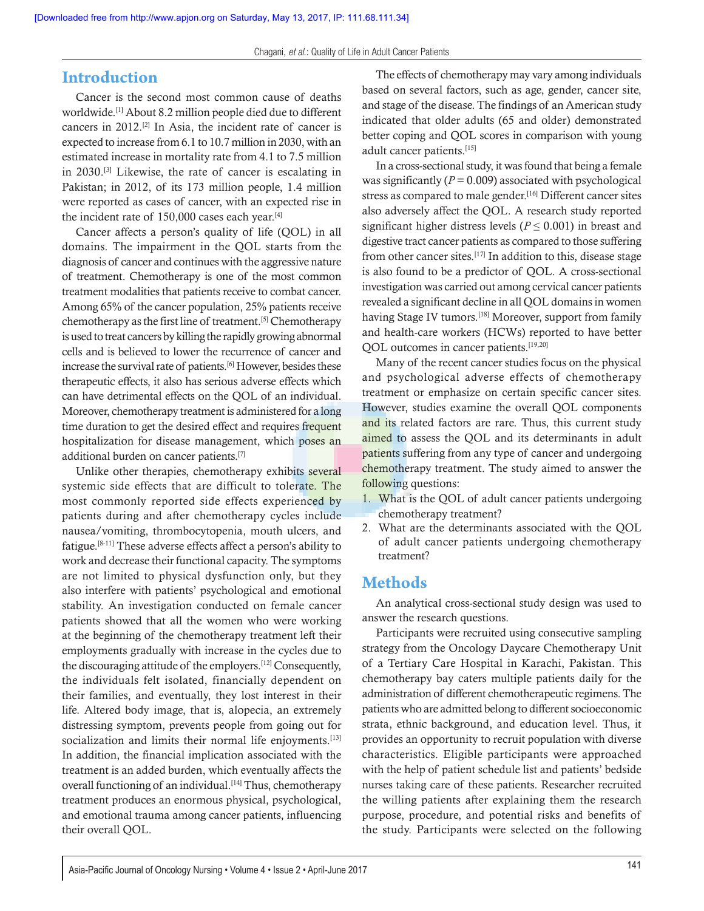## Introduction

Cancer is the second most common cause of deaths worldwide.[1] About 8.2 million people died due to different cancers in 2012.[2] In Asia, the incident rate of cancer is expected to increase from 6.1 to 10.7 million in 2030, with an estimated increase in mortality rate from 4.1 to 7.5 million in 2030.[3] Likewise, the rate of cancer is escalating in Pakistan; in 2012, of its 173 million people, 1.4 million were reported as cases of cancer, with an expected rise in the incident rate of 150,000 cases each year.[4]

Cancer affects a person's quality of life (QOL) in all domains. The impairment in the QOL starts from the diagnosis of cancer and continues with the aggressive nature of treatment. Chemotherapy is one of the most common treatment modalities that patients receive to combat cancer. Among 65% of the cancer population, 25% patients receive chemotherapy as the first line of treatment.[5] Chemotherapy is used to treat cancers by killing the rapidly growing abnormal cells and is believed to lower the recurrence of cancer and increase the survival rate of patients.[6] However, besides these therapeutic effects, it also has serious adverse effects which can have detrimental effects on the QOL of an individual. Moreover, chemotherapy treatment is administered for a long time duration to get the desired effect and requires frequent hospitalization for disease management, which poses an additional burden on cancer patients.[7]

Unlike other therapies, chemotherapy exhibits several systemic side effects that are difficult to tolerate. The most commonly reported side effects experienced by patients during and after chemotherapy cycles include nausea/vomiting, thrombocytopenia, mouth ulcers, and fatigue.[8-11] These adverse effects affect a person's ability to work and decrease their functional capacity. The symptoms are not limited to physical dysfunction only, but they also interfere with patients' psychological and emotional stability. An investigation conducted on female cancer patients showed that all the women who were working at the beginning of the chemotherapy treatment left their employments gradually with increase in the cycles due to the discouraging attitude of the employers.[12] Consequently, the individuals felt isolated, financially dependent on their families, and eventually, they lost interest in their life. Altered body image, that is, alopecia, an extremely distressing symptom, prevents people from going out for socialization and limits their normal life enjoyments.[13] In addition, the financial implication associated with the treatment is an added burden, which eventually affects the overall functioning of an individual.[14] Thus, chemotherapy treatment produces an enormous physical, psychological, and emotional trauma among cancer patients, influencing their overall QOL.

The effects of chemotherapy may vary among individuals based on several factors, such as age, gender, cancer site, and stage of the disease. The findings of an American study indicated that older adults (65 and older) demonstrated better coping and QOL scores in comparison with young adult cancer patients.[15]

In a cross-sectional study, it was found that being a female was significantly ($P = 0.009$) associated with psychological stress as compared to male gender.[16] Different cancer sites also adversely affect the QOL. A research study reported significant higher distress levels ($P \leq 0.001$) in breast and digestive tract cancer patients as compared to those suffering from other cancer sites.[17] In addition to this, disease stage is also found to be a predictor of QOL. A cross-sectional investigation was carried out among cervical cancer patients revealed a significant decline in all QOL domains in women having Stage IV tumors.[18] Moreover, support from family and health-care workers (HCWs) reported to have better QOL outcomes in cancer patients.[19,20]

Many of the recent cancer studies focus on the physical and psychological adverse effects of chemotherapy treatment or emphasize on certain specific cancer sites. However, studies examine the overall QOL components and its related factors are rare. Thus, this current study aimed to assess the QOL and its determinants in adult patients suffering from any type of cancer and undergoing chemotherapy treatment. The study aimed to answer the following questions:

1. What is the QOL of adult cancer patients undergoing chemotherapy treatment?
2. What are the determinants associated with the QOL of adult cancer patients undergoing chemotherapy treatment?

## Methods

An analytical cross-sectional study design was used to answer the research questions.

Participants were recruited using consecutive sampling strategy from the Oncology Daycare Chemotherapy Unit of a Tertiary Care Hospital in Karachi, Pakistan. This chemotherapy bay caters multiple patients daily for the administration of different chemotherapeutic regimens. The patients who are admitted belong to different socioeconomic strata, ethnic background, and education level. Thus, it provides an opportunity to recruit population with diverse characteristics. Eligible participants were approached with the help of patient schedule list and patients' bedside nurses taking care of these patients. Researcher recruited the willing patients after explaining them the research purpose, procedure, and potential risks and benefits of the study. Participants were selected on the following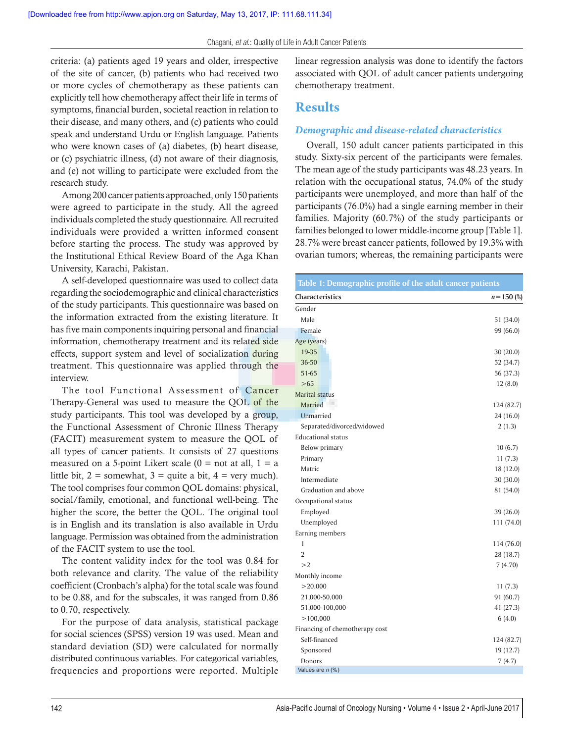criteria: (a) patients aged 19 years and older, irrespective of the site of cancer, (b) patients who had received two or more cycles of chemotherapy as these patients can explicitly tell how chemotherapy affect their life in terms of symptoms, financial burden, societal reaction in relation to their disease, and many others, and (c) patients who could speak and understand Urdu or English language. Patients who were known cases of (a) diabetes, (b) heart disease, or (c) psychiatric illness, (d) not aware of their diagnosis, and (e) not willing to participate were excluded from the research study.

Among 200 cancer patients approached, only 150 patients were agreed to participate in the study. All the agreed individuals completed the study questionnaire. All recruited individuals were provided a written informed consent before starting the process. The study was approved by the Institutional Ethical Review Board of the Aga Khan University, Karachi, Pakistan.

A self-developed questionnaire was used to collect data regarding the sociodemographic and clinical characteristics of the study participants. This questionnaire was based on the information extracted from the existing literature. It has five main components inquiring personal and financial information, chemotherapy treatment and its related side effects, support system and level of socialization during treatment. This questionnaire was applied through the interview.

The tool Functional Assessment of Cancer Therapy-General was used to measure the QOL of the study participants. This tool was developed by a group, the Functional Assessment of Chronic Illness Therapy (FACIT) measurement system to measure the QOL of all types of cancer patients. It consists of 27 questions measured on a 5-point Likert scale (0 = not at all, 1 = a little bit, 2 = somewhat, 3 = quite a bit, 4 = very much). The tool comprises four common QOL domains: physical, social/family, emotional, and functional well-being. The higher the score, the better the QOL. The original tool is in English and its translation is also available in Urdu language. Permission was obtained from the administration of the FACIT system to use the tool.

The content validity index for the tool was 0.84 for both relevance and clarity. The value of the reliability coefficient (Cronbach's alpha) for the total scale was found to be 0.88, and for the subscales, it was ranged from 0.86 to 0.70, respectively.

For the purpose of data analysis, statistical package for social sciences (SPSS) version 19 was used. Mean and standard deviation (SD) were calculated for normally distributed continuous variables. For categorical variables, frequencies and proportions were reported. Multiple linear regression analysis was done to identify the factors associated with QOL of adult cancer patients undergoing chemotherapy treatment.

# Results

## *Demographic and disease-related characteristics*

Overall, 150 adult cancer patients participated in this study. Sixty-six percent of the participants were females. The mean age of the study participants was 48.23 years. In relation with the occupational status, 74.0% of the study participants were unemployed, and more than half of the participants (76.0%) had a single earning member in their families. Majority (60.7%) of the study participants or families belonged to lower middle-income group [Table 1]. 28.7% were breast cancer patients, followed by 19.3% with ovarian tumors; whereas, the remaining participants were

**Table 1: Demographic profile of the adult cancer patients**

| Characteristics | $n$=150 (%) |
|---|---|
| Gender | |
| Male | 51 (34.0) |
| Female | 99 (66.0) |
| Age (years) | |
| 19-35 | 30 (20.0) |
| 36-50 | 52 (34.7) |
| 51-65 | 56 (37.3) |
| >65 | 12 (8.0) |
| Marital status | |
| Married | 124 (82.7) |
| Unmarried | 24 (16.0) |
| Separated/divorced/widowed | 2 (1.3) |
| Educational status | |
| Below primary | 10 (6.7) |
| Primary | 11 (7.3) |
| Matric | 18 (12.0) |
| Intermediate | 30 (30.0) |
| Graduation and above | 81 (54.0) |
| Occupational status | |
| Employed | 39 (26.0) |
| Unemployed | 111 (74.0) |
| Earning members | |
| 1 | 114 (76.0) |
| 2 | 28 (18.7) |
| >2 | 7 (4.70) |
| Monthly income | |
| >20,000 | 11 (7.3) |
| 21,000-50,000 | 91 (60.7) |
| 51,000-100,000 | 41 (27.3) |
| >100,000 | 6 (4.0) |
| Financing of chemotherapy cost | |
| Self-financed | 124 (82.7) |
| Sponsored | 19 (12.7) |
| Donors | 7 (4.7) |

Values are $n$ (%)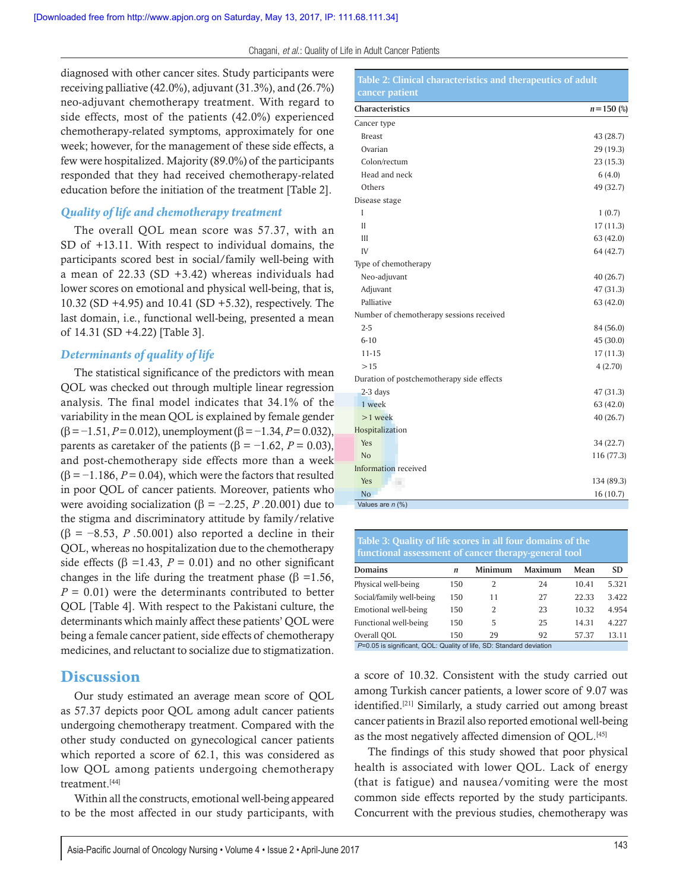diagnosed with other cancer sites. Study participants were receiving palliative (42.0%), adjuvant (31.3%), and (26.7%) neo-adjuvant chemotherapy treatment. With regard to side effects, most of the patients (42.0%) experienced chemotherapy-related symptoms, approximately for one week; however, for the management of these side effects, a few were hospitalized. Majority (89.0%) of the participants responded that they had received chemotherapy-related education before the initiation of the treatment [Table 2].

### *Quality of life and chemotherapy treatment*

The overall QOL mean score was 57.37, with an SD of +13.11. With respect to individual domains, the participants scored best in social/family well-being with a mean of 22.33 (SD +3.42) whereas individuals had lower scores on emotional and physical well-being, that is, 10.32 (SD +4.95) and 10.41 (SD +5.32), respectively. The last domain, i.e., functional well-being, presented a mean of 14.31 (SD +4.22) [Table 3].

### *Determinants of quality of life*

The statistical significance of the predictors with mean QOL was checked out through multiple linear regression analysis. The final model indicates that 34.1% of the variability in the mean QOL is explained by female gender ($\beta = -1.51$, $P = 0.012$), unemployment ($\beta = -1.34$, $P = 0.032$), parents as caretaker of the patients ($\beta = -1.62$, $P = 0.03$), and post-chemotherapy side effects more than a week ($\beta = -1.186$, $P = 0.04$), which were the factors that resulted in poor QOL of cancer patients. Moreover, patients who were avoiding socialization ($\beta = -2.25$, $P$ .20.001) due to the stigma and discriminatory attitude by family/relative ($\beta = -8.53$, $P$ .50.001) also reported a decline in their QOL, whereas no hospitalization due to the chemotherapy side effects ($\beta = 1.43$, $P = 0.01$) and no other significant changes in the life during the treatment phase ($\beta = 1.56$, $P = 0.01$) were the determinants contributed to better QOL [Table 4]. With respect to the Pakistani culture, the determinants which mainly affect these patients' QOL were being a female cancer patient, side effects of chemotherapy medicines, and reluctant to socialize due to stigmatization.

**Table 2: Clinical characteristics and therapeutics of adult cancer patient**

| Characteristics | *n*=150 (%) |
|---|---|
| Cancer type | |
| Breast | 43 (28.7) |
| Ovarian | 29 (19.3) |
| Colon/rectum | 23 (15.3) |
| Head and neck | 6 (4.0) |
| Others | 49 (32.7) |
| Disease stage | |
| I | 1 (0.7) |
| II | 17 (11.3) |
| III | 63 (42.0) |
| IV | 64 (42.7) |
| Type of chemotherapy | |
| Neo-adjuvant | 40 (26.7) |
| Adjuvant | 47 (31.3) |
| Palliative | 63 (42.0) |
| Number of chemotherapy sessions received | |
| 2-5 | 84 (56.0) |
| 6-10 | 45 (30.0) |
| 11-15 | 17 (11.3) |
| >15 | 4 (2.70) |
| Duration of postchemotherapy side effects | |
| 2-3 days | 47 (31.3) |
| 1 week | 63 (42.0) |
| >1 week | 40 (26.7) |
| Hospitalization | |
| Yes | 34 (22.7) |
| No | 116 (77.3) |
| Information received | |
| Yes | 134 (89.3) |
| No | 16 (10.7) |

Values are *n* (%)

**Table 3: Quality of life scores in all four domains of the functional assessment of cancer therapy-general tool**

| Domains | *n* | Minimum | Maximum | Mean | SD |
|---|---|---|---|---|---|
| Physical well-being | 150 | 2 | 24 | 10.41 | 5.321 |
| Social/family well-being | 150 | 11 | 27 | 22.33 | 3.422 |
| Emotional well-being | 150 | 2 | 23 | 10.32 | 4.954 |
| Functional well-being | 150 | 5 | 25 | 14.31 | 4.227 |
| Overall QOL | 150 | 29 | 92 | 57.37 | 13.11 |

*P*=0.05 is significant, QOL: Quality of life, SD: Standard deviation

## Discussion

Our study estimated an average mean score of QOL as 57.37 depicts poor QOL among adult cancer patients undergoing chemotherapy treatment. Compared with the other study conducted on gynecological cancer patients which reported a score of 62.1, this was considered as low QOL among patients undergoing chemotherapy treatment.[44]

Within all the constructs, emotional well-being appeared to be the most affected in our study participants, with a score of 10.32. Consistent with the study carried out among Turkish cancer patients, a lower score of 9.07 was identified.[21] Similarly, a study carried out among breast cancer patients in Brazil also reported emotional well-being as the most negatively affected dimension of QOL.[45]

The findings of this study showed that poor physical health is associated with lower QOL. Lack of energy (that is fatigue) and nausea/vomiting were the most common side effects reported by the study participants. Concurrent with the previous studies, chemotherapy was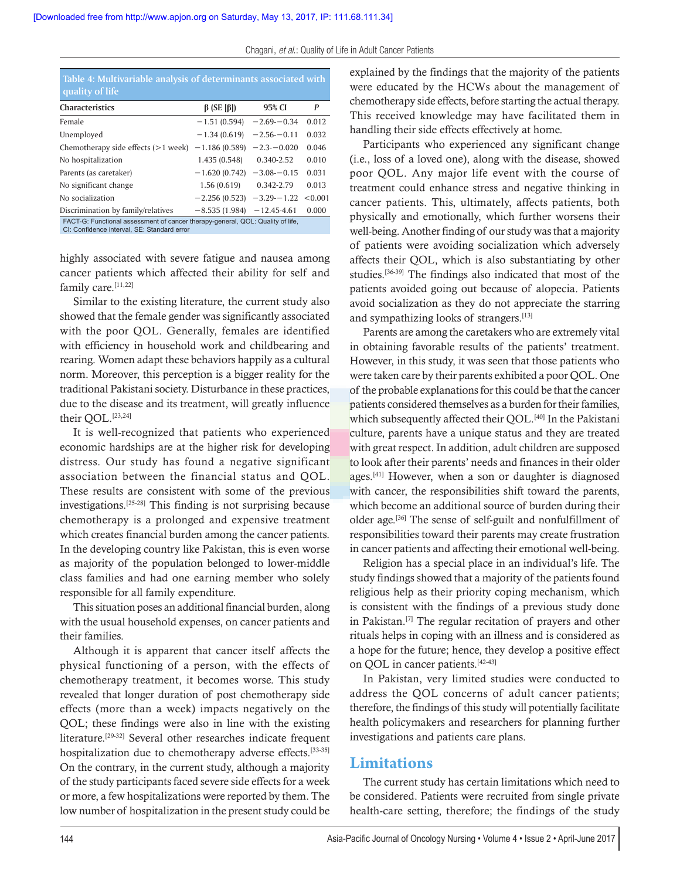**Table 4: Multivariable analysis of determinants associated with quality of life**

| Characteristics | β (SE [β]) | 95% CI | P |
|---|---|---|---|
| Female | −1.51 (0.594) | −2.69-−0.34 | 0.012 |
| Unemployed | −1.34 (0.619) | −2.56-−0.11 | 0.032 |
| Chemotherapy side effects (>1 week) | −1.186 (0.589) | −2.3-−0.020 | 0.046 |
| No hospitalization | 1.435 (0.548) | 0.340-2.52 | 0.010 |
| Parents (as caretaker) | −1.620 (0.742) | −3.08-−0.15 | 0.031 |
| No significant change | 1.56 (0.619) | 0.342-2.79 | 0.013 |
| No socialization | −2.256 (0.523) | −3.29-−1.22 | <0.001 |
| Discrimination by family/relatives | −8.535 (1.984) | −12.45-4.61 | 0.000 |

FACT-G: Functional assessment of cancer therapy-general, QOL: Quality of life, CI: Confidence interval, SE: Standard error

highly associated with severe fatigue and nausea among cancer patients which affected their ability for self and family care.[11,22]

Similar to the existing literature, the current study also showed that the female gender was significantly associated with the poor QOL. Generally, females are identified with efficiency in household work and childbearing and rearing. Women adapt these behaviors happily as a cultural norm. Moreover, this perception is a bigger reality for the traditional Pakistani society. Disturbance in these practices, due to the disease and its treatment, will greatly influence their QOL.[23,24]

It is well-recognized that patients who experienced economic hardships are at the higher risk for developing distress. Our study has found a negative significant association between the financial status and QOL. These results are consistent with some of the previous investigations.[25-28] This finding is not surprising because chemotherapy is a prolonged and expensive treatment which creates financial burden among the cancer patients. In the developing country like Pakistan, this is even worse as majority of the population belonged to lower-middle class families and had one earning member who solely responsible for all family expenditure.

This situation poses an additional financial burden, along with the usual household expenses, on cancer patients and their families.

Although it is apparent that cancer itself affects the physical functioning of a person, with the effects of chemotherapy treatment, it becomes worse. This study revealed that longer duration of post chemotherapy side effects (more than a week) impacts negatively on the QOL; these findings were also in line with the existing literature.[29-32] Several other researches indicate frequent hospitalization due to chemotherapy adverse effects.[33-35] On the contrary, in the current study, although a majority of the study participants faced severe side effects for a week or more, a few hospitalizations were reported by them. The low number of hospitalization in the present study could be explained by the findings that the majority of the patients were educated by the HCWs about the management of chemotherapy side effects, before starting the actual therapy. This received knowledge may have facilitated them in handling their side effects effectively at home.

Participants who experienced any significant change (i.e., loss of a loved one), along with the disease, showed poor QOL. Any major life event with the course of treatment could enhance stress and negative thinking in cancer patients. This, ultimately, affects patients, both physically and emotionally, which further worsens their well-being. Another finding of our study was that a majority of patients were avoiding socialization which adversely affects their QOL, which is also substantiating by other studies.[36-39] The findings also indicated that most of the patients avoided going out because of alopecia. Patients avoid socialization as they do not appreciate the starring and sympathizing looks of strangers.[13]

Parents are among the caretakers who are extremely vital in obtaining favorable results of the patients' treatment. However, in this study, it was seen that those patients who were taken care by their parents exhibited a poor QOL. One of the probable explanations for this could be that the cancer patients considered themselves as a burden for their families, which subsequently affected their QOL.[40] In the Pakistani culture, parents have a unique status and they are treated with great respect. In addition, adult children are supposed to look after their parents' needs and finances in their older ages.[41] However, when a son or daughter is diagnosed with cancer, the responsibilities shift toward the parents, which become an additional source of burden during their older age.[36] The sense of self-guilt and nonfulfillment of responsibilities toward their parents may create frustration in cancer patients and affecting their emotional well-being.

Religion has a special place in an individual's life. The study findings showed that a majority of the patients found religious help as their priority coping mechanism, which is consistent with the findings of a previous study done in Pakistan.[7] The regular recitation of prayers and other rituals helps in coping with an illness and is considered as a hope for the future; hence, they develop a positive effect on QOL in cancer patients.[42-43]

In Pakistan, very limited studies were conducted to address the QOL concerns of adult cancer patients; therefore, the findings of this study will potentially facilitate health policymakers and researchers for planning further investigations and patients care plans.

## Limitations

The current study has certain limitations which need to be considered. Patients were recruited from single private health-care setting, therefore; the findings of the study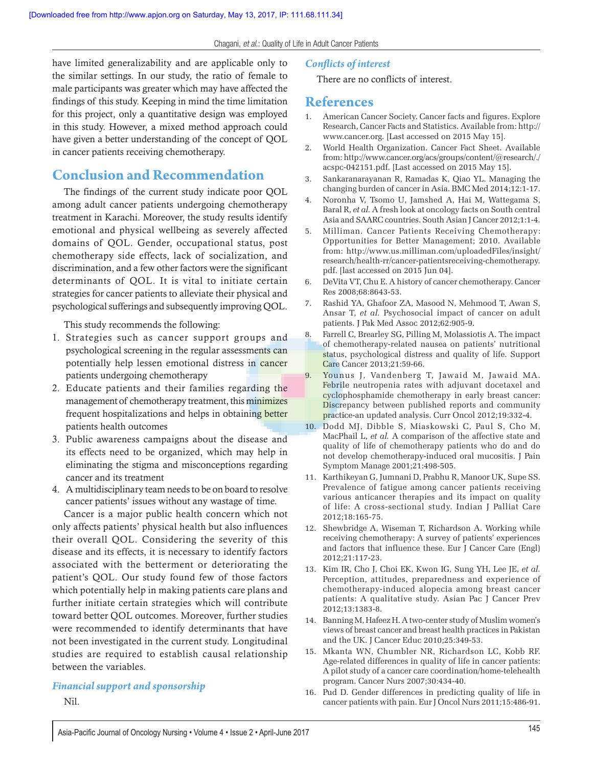have limited generalizability and are applicable only to the similar settings. In our study, the ratio of female to male participants was greater which may have affected the findings of this study. Keeping in mind the time limitation for this project, only a quantitative design was employed in this study. However, a mixed method approach could have given a better understanding of the concept of QOL in cancer patients receiving chemotherapy.

## Conclusion and Recommendation

The findings of the current study indicate poor QOL among adult cancer patients undergoing chemotherapy treatment in Karachi. Moreover, the study results identify emotional and physical wellbeing as severely affected domains of QOL. Gender, occupational status, post chemotherapy side effects, lack of socialization, and discrimination, and a few other factors were the significant determinants of QOL. It is vital to initiate certain strategies for cancer patients to alleviate their physical and psychological sufferings and subsequently improving QOL.

This study recommends the following:

1. Strategies such as cancer support groups and psychological screening in the regular assessments can potentially help lessen emotional distress in cancer patients undergoing chemotherapy
2. Educate patients and their families regarding the management of chemotherapy treatment, this minimizes frequent hospitalizations and helps in obtaining better patients health outcomes
3. Public awareness campaigns about the disease and its effects need to be organized, which may help in eliminating the stigma and misconceptions regarding cancer and its treatment
4. A multidisciplinary team needs to be on board to resolve cancer patients' issues without any wastage of time.

Cancer is a major public health concern which not only affects patients' physical health but also influences their overall QOL. Considering the severity of this disease and its effects, it is necessary to identify factors associated with the betterment or deteriorating the patient's QOL. Our study found few of those factors which potentially help in making patients care plans and further initiate certain strategies which will contribute toward better QOL outcomes. Moreover, further studies were recommended to identify determinants that have not been investigated in the current study. Longitudinal studies are required to establish causal relationship between the variables.

### *Financial support and sponsorship*

Nil.

### *Conflicts of interest*

There are no conflicts of interest.

## References

1. American Cancer Society. Cancer facts and figures. Explore Research, Cancer Facts and Statistics. Available from: http://www.cancer.org. [Last accessed on 2015 May 15].
2. World Health Organization. Cancer Fact Sheet. Available from: http://www.cancer.org/acs/groups/content/@research/./acspc-042151.pdf. [Last accessed on 2015 May 15].
3. Sankaranarayanan R, Ramadas K, Qiao YL. Managing the changing burden of cancer in Asia. BMC Med 2014;12:1-17.
4. Noronha V, Tsomo U, Jamshed A, Hai M, Wattegama S, Baral R, *et al.* A fresh look at oncology facts on South central Asia and SAARC countries. South Asian J Cancer 2012;1:1-4.
5. Milliman. Cancer Patients Receiving Chemotherapy: Opportunities for Better Management; 2010. Available from: http://www.us.milliman.com/uploadedFiles/insight/research/health-rr/cancer-patientsreceiving-chemotherapy.pdf. [last accessed on 2015 Jun 04].
6. DeVita VT, Chu E. A history of cancer chemotherapy. Cancer Res 2008;68:8643-53.
7. Rashid YA, Ghafoor ZA, Masood N, Mehmood T, Awan S, Ansar T, *et al.* Psychosocial impact of cancer on adult patients. J Pak Med Assoc 2012;62:905-9.
8. Farrell C, Brearley SG, Pilling M, Molassiotis A. The impact of chemotherapy-related nausea on patients' nutritional status, psychological distress and quality of life. Support Care Cancer 2013;21:59-66.
9. Younus J, Vandenberg T, Jawaid M, Jawaid MA. Febrile neutropenia rates with adjuvant docetaxel and cyclophosphamide chemotherapy in early breast cancer: Discrepancy between published reports and community practice-an updated analysis. Curr Oncol 2012;19:332-4.
10. Dodd MJ, Dibble S, Miaskowski C, Paul S, Cho M, MacPhail L, *et al.* A comparison of the affective state and quality of life of chemotherapy patients who do and do not develop chemotherapy-induced oral mucositis. J Pain Symptom Manage 2001;21:498-505.
11. Karthikeyan G, Jumnani D, Prabhu R, Manoor UK, Supe SS. Prevalence of fatigue among cancer patients receiving various anticancer therapies and its impact on quality of life: A cross-sectional study. Indian J Palliat Care 2012;18:165-75.
12. Shewbridge A, Wiseman T, Richardson A. Working while receiving chemotherapy: A survey of patients' experiences and factors that influence these. Eur J Cancer Care (Engl) 2012;21:117-23.
13. Kim IR, Cho J, Choi EK, Kwon IG, Sung YH, Lee JE, *et al.* Perception, attitudes, preparedness and experience of chemotherapy-induced alopecia among breast cancer patients: A qualitative study. Asian Pac J Cancer Prev 2012;13:1383-8.
14. Banning M, Hafeez H. A two-center study of Muslim women's views of breast cancer and breast health practices in Pakistan and the UK. J Cancer Educ 2010;25:349-53.
15. Mkanta WN, Chumbler NR, Richardson LC, Kobb RF. Age-related differences in quality of life in cancer patients: A pilot study of a cancer care coordination/home-telehealth program. Cancer Nurs 2007;30:434-40.
16. Pud D. Gender differences in predicting quality of life in cancer patients with pain. Eur J Oncol Nurs 2011;15:486-91.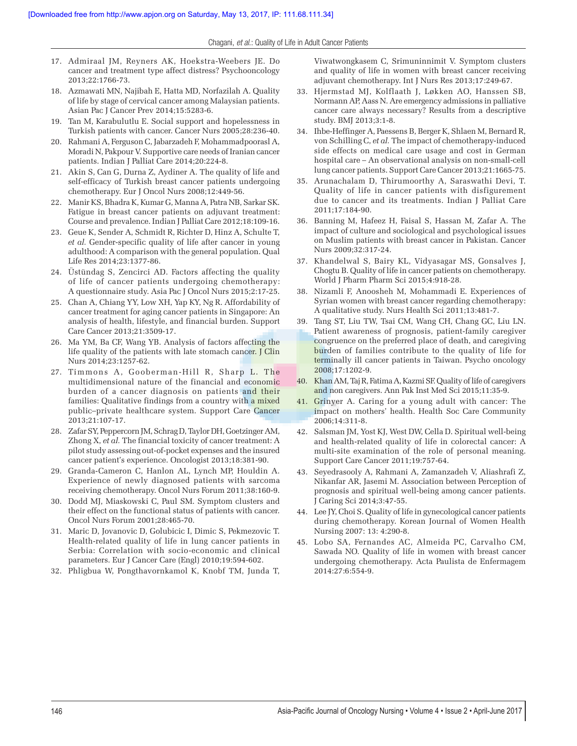17. Admiraal JM, Reyners AK, Hoekstra-Weebers JE. Do cancer and treatment type affect distress? Psychooncology 2013;22:1766-73.
18. Azmawati MN, Najibah E, Hatta MD, Norfazilah A. Quality of life by stage of cervical cancer among Malaysian patients. Asian Pac J Cancer Prev 2014;15:5283-6.
19. Tan M, Karabulutlu E. Social support and hopelessness in Turkish patients with cancer. Cancer Nurs 2005;28:236-40.
20. Rahmani A, Ferguson C, Jabarzadeh F, Mohammadpoorasl A, Moradi N, Pakpour V. Supportive care needs of Iranian cancer patients. Indian J Palliat Care 2014;20:224-8.
21. Akin S, Can G, Durna Z, Aydiner A. The quality of life and self-efficacy of Turkish breast cancer patients undergoing chemotherapy. Eur J Oncol Nurs 2008;12:449-56.
22. Manir KS, Bhadra K, Kumar G, Manna A, Patra NB, Sarkar SK. Fatigue in breast cancer patients on adjuvant treatment: Course and prevalence. Indian J Palliat Care 2012;18:109-16.
23. Geue K, Sender A, Schmidt R, Richter D, Hinz A, Schulte T, *et al.* Gender-specific quality of life after cancer in young adulthood: A comparison with the general population. Qual Life Res 2014;23:1377-86.
24. Üstündag S, Zencirci AD. Factors affecting the quality of life of cancer patients undergoing chemotherapy: A questionnaire study. Asia Pac J Oncol Nurs 2015;2:17-25.
25. Chan A, Chiang YY, Low XH, Yap KY, Ng R. Affordability of cancer treatment for aging cancer patients in Singapore: An analysis of health, lifestyle, and financial burden. Support Care Cancer 2013;21:3509-17.
26. Ma YM, Ba CF, Wang YB. Analysis of factors affecting the life quality of the patients with late stomach cancer. J Clin Nurs 2014;23:1257-62.
27. Timmons A, Gooberman-Hill R, Sharp L. The multidimensional nature of the financial and economic burden of a cancer diagnosis on patients and their families: Qualitative findings from a country with a mixed public–private healthcare system. Support Care Cancer 2013;21:107-17.
28. Zafar SY, Peppercorn JM, Schrag D, Taylor DH, Goetzinger AM, Zhong X, *et al.* The financial toxicity of cancer treatment: A pilot study assessing out-of-pocket expenses and the insured cancer patient's experience. Oncologist 2013;18:381-90.
29. Granda-Cameron C, Hanlon AL, Lynch MP, Houldin A. Experience of newly diagnosed patients with sarcoma receiving chemotherapy. Oncol Nurs Forum 2011;38:160-9.
30. Dodd MJ, Miaskowski C, Paul SM. Symptom clusters and their effect on the functional status of patients with cancer. Oncol Nurs Forum 2001;28:465-70.
31. Maric D, Jovanovic D, Golubicic I, Dimic S, Pekmezovic T. Health-related quality of life in lung cancer patients in Serbia: Correlation with socio-economic and clinical parameters. Eur J Cancer Care (Engl) 2010;19:594-602.
32. Phligbua W, Pongthavornkamol K, Knobf TM, Junda T, Viwatwongkasem C, Srimuninnimit V. Symptom clusters and quality of life in women with breast cancer receiving adjuvant chemotherapy. Int J Nurs Res 2013;17:249-67.
33. Hjermstad MJ, Kolflaath J, Løkken AO, Hanssen SB, Normann AP, Aass N. Are emergency admissions in palliative cancer care always necessary? Results from a descriptive study. BMJ 2013;3:1-8.
34. Ihbe-Heffinger A, Paessens B, Berger K, Shlaen M, Bernard R, von Schilling C, *et al.* The impact of chemotherapy-induced side effects on medical care usage and cost in German hospital care – An observational analysis on non-small-cell lung cancer patients. Support Care Cancer 2013;21:1665-75.
35. Arunachalam D, Thirumoorthy A, Saraswathi Devi, T. Quality of life in cancer patients with disfigurement due to cancer and its treatments. Indian J Palliat Care 2011;17:184-90.
36. Banning M, Hafeez H, Faisal S, Hassan M, Zafar A. The impact of culture and sociological and psychological issues on Muslim patients with breast cancer in Pakistan. Cancer Nurs 2009;32:317-24.
37. Khandelwal S, Bairy KL, Vidyasagar MS, Gonsalves J, Chogtu B. Quality of life in cancer patients on chemotherapy. World J Pharm Pharm Sci 2015;4:918-28.
38. Nizamli F, Anoosheh M, Mohammadi E. Experiences of Syrian women with breast cancer regarding chemotherapy: A qualitative study. Nurs Health Sci 2011;13:481-7.
39. Tang ST, Liu TW, Tsai CM, Wang CH, Chang GC, Liu LN. Patient awareness of prognosis, patient-family caregiver congruence on the preferred place of death, and caregiving burden of families contribute to the quality of life for terminally ill cancer patients in Taiwan. Psycho oncology 2008;17:1202-9.
40. Khan AM, Taj R, Fatima A, Kazmi SF. Quality of life of caregivers and non caregivers. Ann Pak Inst Med Sci 2015;11:35-9.
41. Grinyer A. Caring for a young adult with cancer: The impact on mothers' health. Health Soc Care Community 2006;14:311-8.
42. Salsman JM, Yost KJ, West DW, Cella D. Spiritual well-being and health-related quality of life in colorectal cancer: A multi-site examination of the role of personal meaning. Support Care Cancer 2011;19:757-64.
43. Seyedrasooly A, Rahmani A, Zamanzadeh V, Aliashrafi Z, Nikanfar AR, Jasemi M. Association between Perception of prognosis and spiritual well-being among cancer patients. J Caring Sci 2014;3:47-55.
44. Lee JY, Choi S. Quality of life in gynecological cancer patients during chemotherapy. Korean Journal of Women Health Nursing 2007: 13: 4:290-8.
45. Lobo SA, Fernandes AC, Almeida PC, Carvalho CM, Sawada NO. Quality of life in women with breast cancer undergoing chemotherapy. Acta Paulista de Enfermagem 2014:27:6:554-9.